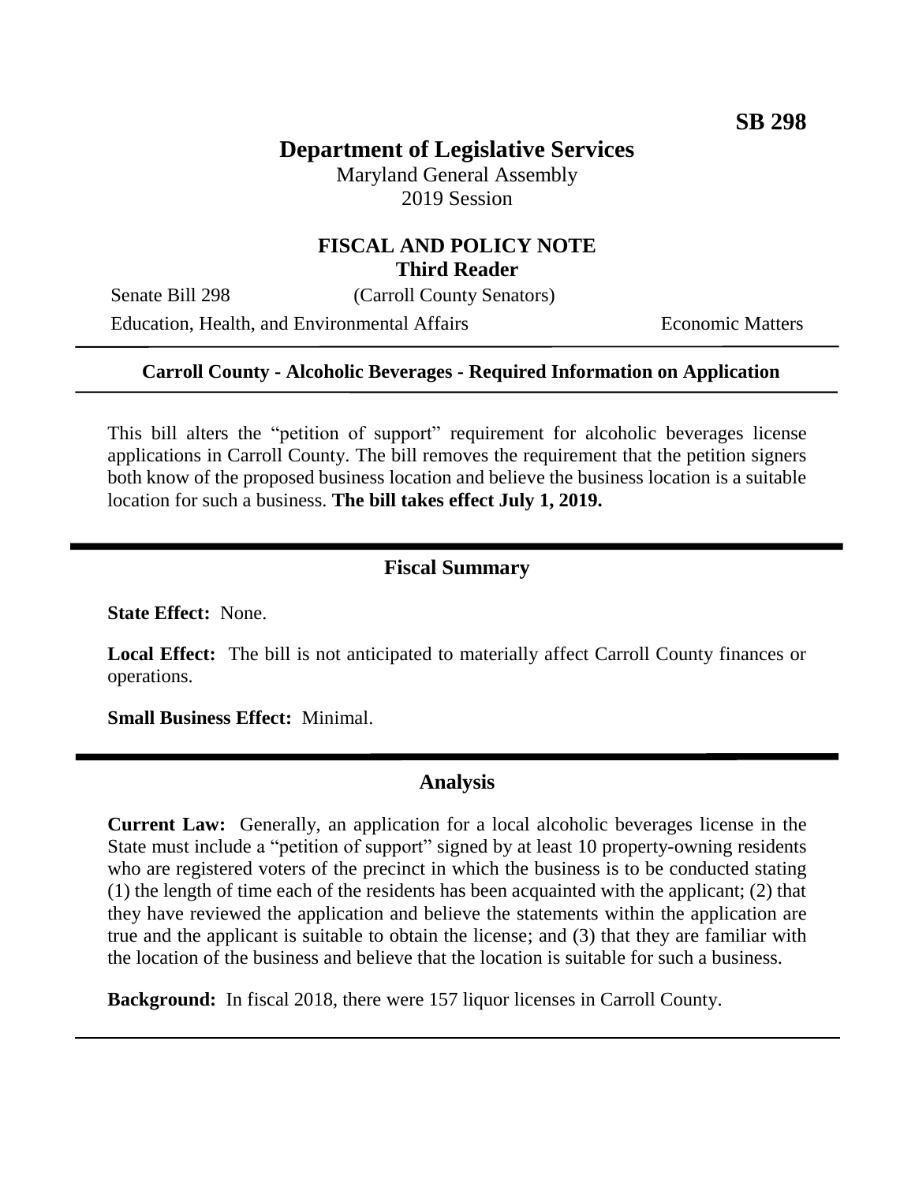**SB 298**

# Department of Legislative Services

Maryland General Assembly
2019 Session

## FISCAL AND POLICY NOTE
**Third Reader**

Senate Bill 298 (Carroll County Senators)

Education, Health, and Environmental Affairs Economic Matters

---

**Carroll County - Alcoholic Beverages - Required Information on Application**

---

This bill alters the "petition of support" requirement for alcoholic beverages license applications in Carroll County. The bill removes the requirement that the petition signers both know of the proposed business location and believe the business location is a suitable location for such a business. **The bill takes effect July 1, 2019.**

---

## Fiscal Summary

**State Effect:** None.

**Local Effect:** The bill is not anticipated to materially affect Carroll County finances or operations.

**Small Business Effect:** Minimal.

---

## Analysis

**Current Law:** Generally, an application for a local alcoholic beverages license in the State must include a "petition of support" signed by at least 10 property-owning residents who are registered voters of the precinct in which the business is to be conducted stating (1) the length of time each of the residents has been acquainted with the applicant; (2) that they have reviewed the application and believe the statements within the application are true and the applicant is suitable to obtain the license; and (3) that they are familiar with the location of the business and believe that the location is suitable for such a business.

**Background:** In fiscal 2018, there were 157 liquor licenses in Carroll County.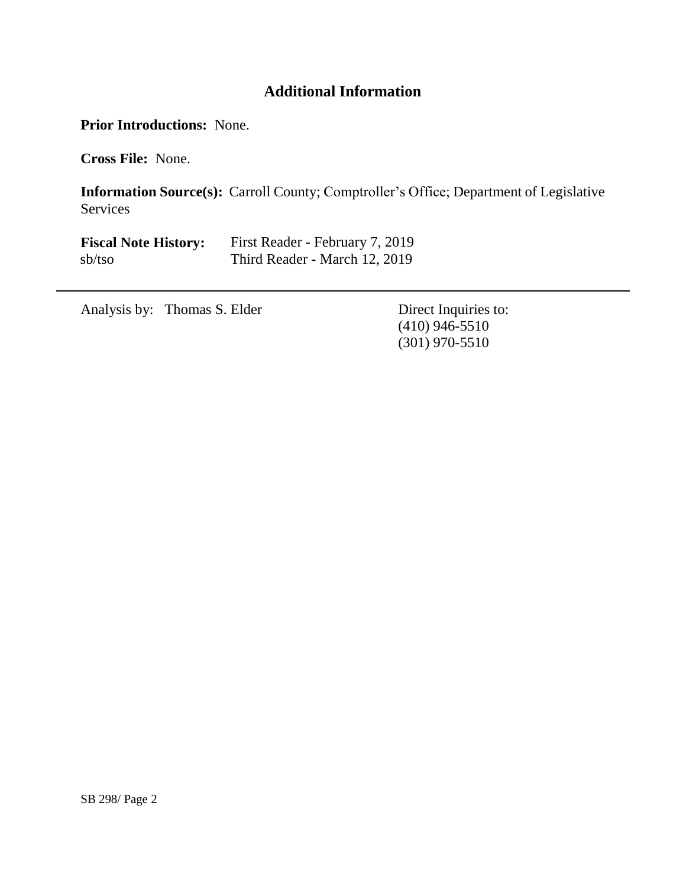## Additional Information

**Prior Introductions:** None.

**Cross File:** None.

**Information Source(s):** Carroll County; Comptroller's Office; Department of Legislative Services

**Fiscal Note History:** First Reader - February 7, 2019
sb/tso Third Reader - March 12, 2019

---

Analysis by: Thomas S. Elder

Direct Inquiries to:
(410) 946-5510
(301) 970-5510